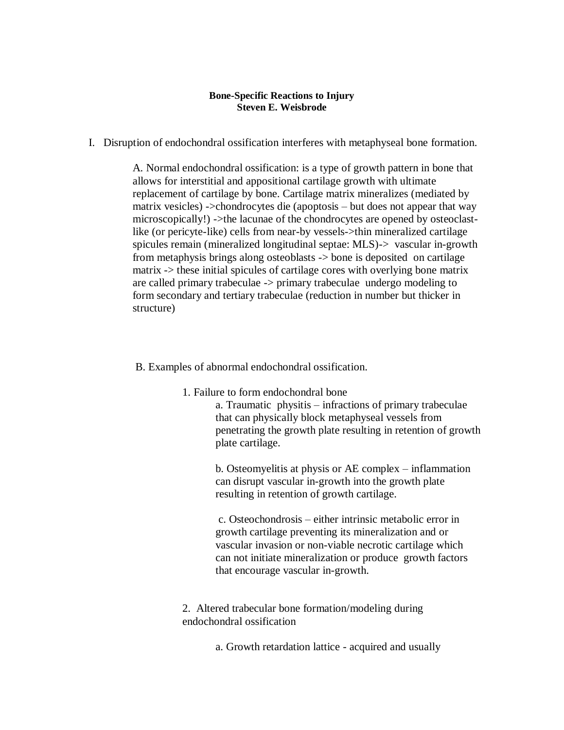**Bone-Specific Reactions to Injury**
**Steven E. Weisbrode**

I. Disruption of endochondral ossification interferes with metaphyseal bone formation.

A. Normal endochondral ossification: is a type of growth pattern in bone that allows for interstitial and appositional cartilage growth with ultimate replacement of cartilage by bone. Cartilage matrix mineralizes (mediated by matrix vesicles) ->chondrocytes die (apoptosis – but does not appear that way microscopically!) ->the lacunae of the chondrocytes are opened by osteoclast-like (or pericyte-like) cells from near-by vessels->thin mineralized cartilage spicules remain (mineralized longitudinal septae: MLS)-> vascular in-growth from metaphysis brings along osteoblasts -> bone is deposited on cartilage matrix -> these initial spicules of cartilage cores with overlying bone matrix are called primary trabeculae -> primary trabeculae undergo modeling to form secondary and tertiary trabeculae (reduction in number but thicker in structure)

B. Examples of abnormal endochondral ossification.

1. Failure to form endochondral bone

a. Traumatic physitis – infractions of primary trabeculae that can physically block metaphyseal vessels from penetrating the growth plate resulting in retention of growth plate cartilage.

b. Osteomyelitis at physis or AE complex – inflammation can disrupt vascular in-growth into the growth plate resulting in retention of growth cartilage.

c. Osteochondrosis – either intrinsic metabolic error in growth cartilage preventing its mineralization and or vascular invasion or non-viable necrotic cartilage which can not initiate mineralization or produce growth factors that encourage vascular in-growth.

2. Altered trabecular bone formation/modeling during endochondral ossification

a. Growth retardation lattice - acquired and usually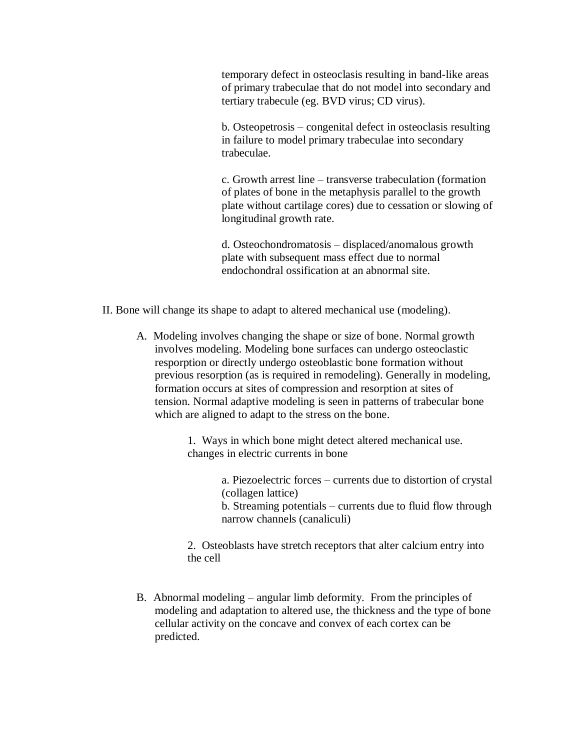temporary defect in osteoclasis resulting in band-like areas of primary trabeculae that do not model into secondary and tertiary trabecule (eg. BVD virus; CD virus).

b. Osteopetrosis – congenital defect in osteoclasis resulting in failure to model primary trabeculae into secondary trabeculae.

c. Growth arrest line – transverse trabeculation (formation of plates of bone in the metaphysis parallel to the growth plate without cartilage cores) due to cessation or slowing of longitudinal growth rate.

d. Osteochondromatosis – displaced/anomalous growth plate with subsequent mass effect due to normal endochondral ossification at an abnormal site.

II. Bone will change its shape to adapt to altered mechanical use (modeling).

A. Modeling involves changing the shape or size of bone. Normal growth involves modeling. Modeling bone surfaces can undergo osteoclastic resporption or directly undergo osteoblastic bone formation without previous resorption (as is required in remodeling). Generally in modeling, formation occurs at sites of compression and resorption at sites of tension. Normal adaptive modeling is seen in patterns of trabecular bone which are aligned to adapt to the stress on the bone.

1. Ways in which bone might detect altered mechanical use. changes in electric currents in bone

a. Piezoelectric forces – currents due to distortion of crystal (collagen lattice)
b. Streaming potentials – currents due to fluid flow through narrow channels (canaliculi)

2. Osteoblasts have stretch receptors that alter calcium entry into the cell

B. Abnormal modeling – angular limb deformity. From the principles of modeling and adaptation to altered use, the thickness and the type of bone cellular activity on the concave and convex of each cortex can be predicted.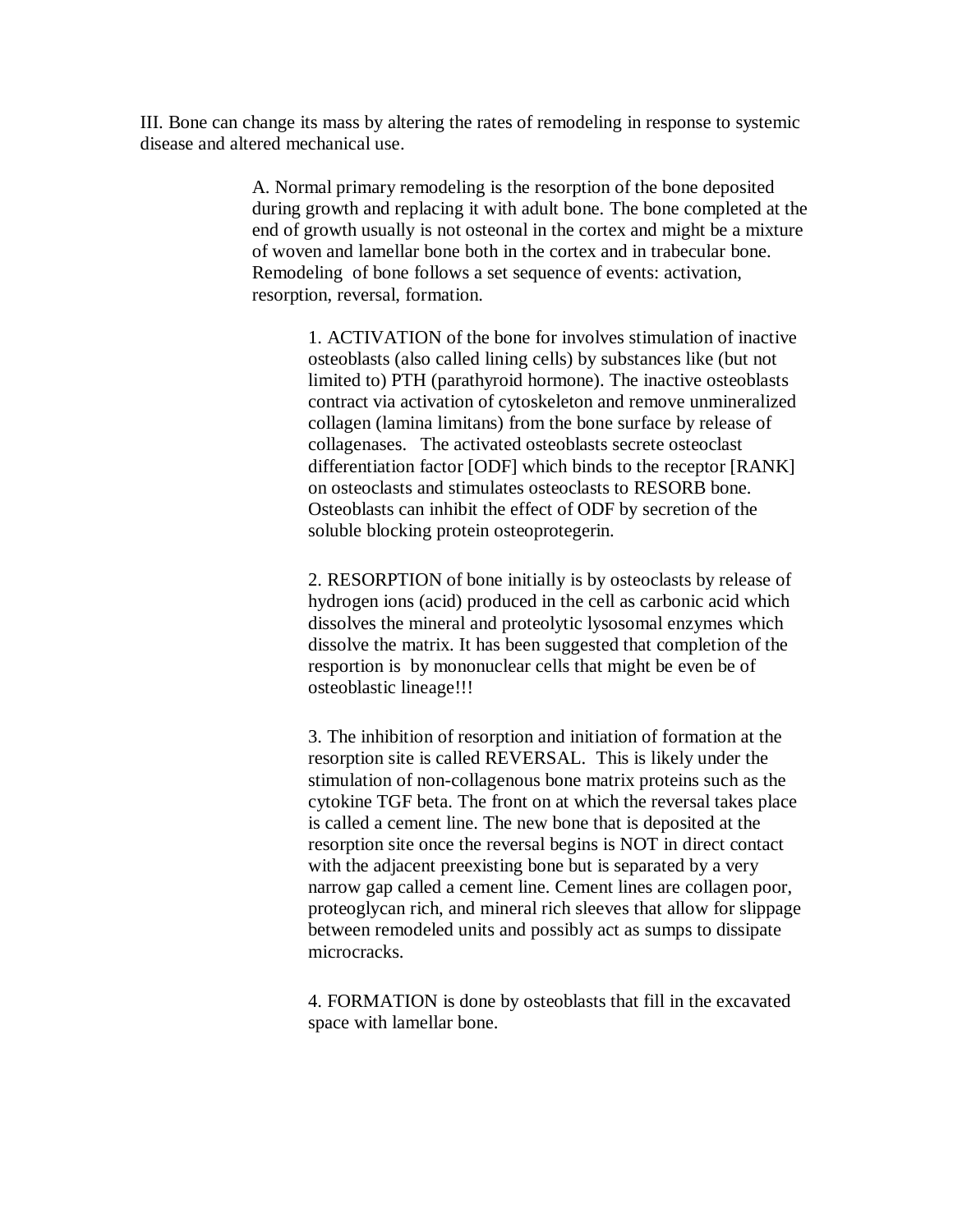III. Bone can change its mass by altering the rates of remodeling in response to systemic disease and altered mechanical use.

A. Normal primary remodeling is the resorption of the bone deposited during growth and replacing it with adult bone. The bone completed at the end of growth usually is not osteonal in the cortex and might be a mixture of woven and lamellar bone both in the cortex and in trabecular bone. Remodeling of bone follows a set sequence of events: activation, resorption, reversal, formation.

1. ACTIVATION of the bone for involves stimulation of inactive osteoblasts (also called lining cells) by substances like (but not limited to) PTH (parathyroid hormone). The inactive osteoblasts contract via activation of cytoskeleton and remove unmineralized collagen (lamina limitans) from the bone surface by release of collagenases. The activated osteoblasts secrete osteoclast differentiation factor [ODF] which binds to the receptor [RANK] on osteoclasts and stimulates osteoclasts to RESORB bone. Osteoblasts can inhibit the effect of ODF by secretion of the soluble blocking protein osteoprotegerin.

2. RESORPTION of bone initially is by osteoclasts by release of hydrogen ions (acid) produced in the cell as carbonic acid which dissolves the mineral and proteolytic lysosomal enzymes which dissolve the matrix. It has been suggested that completion of the resportion is by mononuclear cells that might be even be of osteoblastic lineage!!!

3. The inhibition of resorption and initiation of formation at the resorption site is called REVERSAL. This is likely under the stimulation of non-collagenous bone matrix proteins such as the cytokine TGF beta. The front on at which the reversal takes place is called a cement line. The new bone that is deposited at the resorption site once the reversal begins is NOT in direct contact with the adjacent preexisting bone but is separated by a very narrow gap called a cement line. Cement lines are collagen poor, proteoglycan rich, and mineral rich sleeves that allow for slippage between remodeled units and possibly act as sumps to dissipate microcracks.

4. FORMATION is done by osteoblasts that fill in the excavated space with lamellar bone.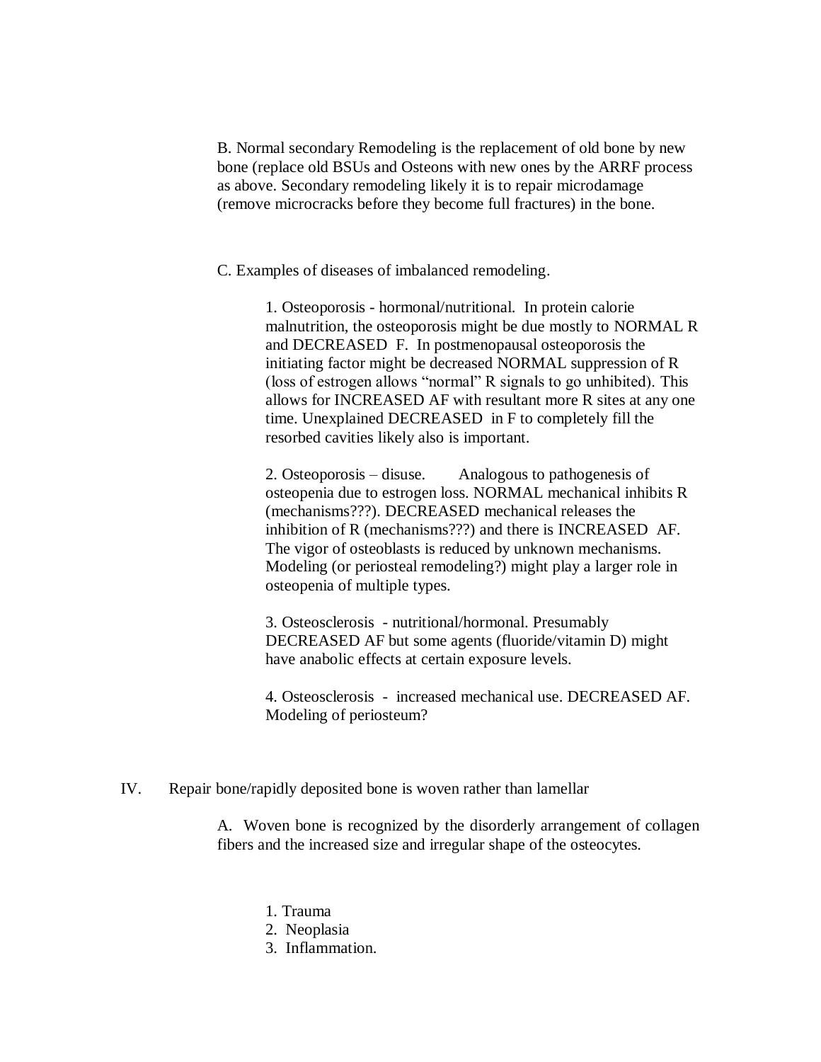B. Normal secondary Remodeling is the replacement of old bone by new bone (replace old BSUs and Osteons with new ones by the ARRF process as above. Secondary remodeling likely it is to repair microdamage (remove microcracks before they become full fractures) in the bone.

C. Examples of diseases of imbalanced remodeling.

1. Osteoporosis - hormonal/nutritional. In protein calorie malnutrition, the osteoporosis might be due mostly to NORMAL R and DECREASED F. In postmenopausal osteoporosis the initiating factor might be decreased NORMAL suppression of R (loss of estrogen allows "normal" R signals to go unhibited). This allows for INCREASED AF with resultant more R sites at any one time. Unexplained DECREASED in F to completely fill the resorbed cavities likely also is important.

2. Osteoporosis – disuse. Analogous to pathogenesis of osteopenia due to estrogen loss. NORMAL mechanical inhibits R (mechanisms???). DECREASED mechanical releases the inhibition of R (mechanisms???) and there is INCREASED AF. The vigor of osteoblasts is reduced by unknown mechanisms. Modeling (or periosteal remodeling?) might play a larger role in osteopenia of multiple types.

3. Osteosclerosis - nutritional/hormonal. Presumably DECREASED AF but some agents (fluoride/vitamin D) might have anabolic effects at certain exposure levels.

4. Osteosclerosis - increased mechanical use. DECREASED AF. Modeling of periosteum?

IV. Repair bone/rapidly deposited bone is woven rather than lamellar

A. Woven bone is recognized by the disorderly arrangement of collagen fibers and the increased size and irregular shape of the osteocytes.

1. Trauma
2. Neoplasia
3. Inflammation.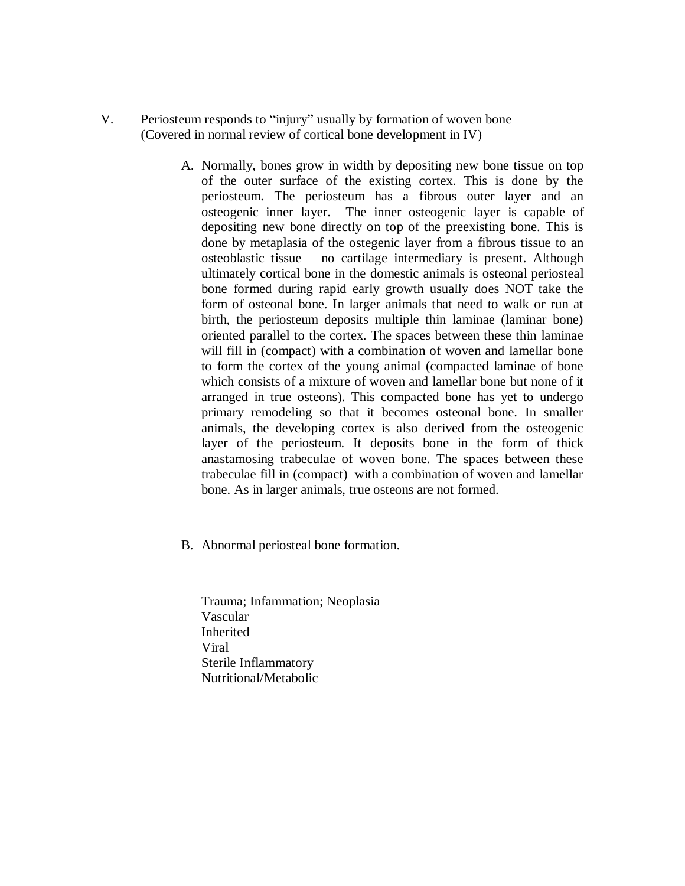V. Periosteum responds to "injury" usually by formation of woven bone (Covered in normal review of cortical bone development in IV)

A. Normally, bones grow in width by depositing new bone tissue on top of the outer surface of the existing cortex. This is done by the periosteum. The periosteum has a fibrous outer layer and an osteogenic inner layer. The inner osteogenic layer is capable of depositing new bone directly on top of the preexisting bone. This is done by metaplasia of the ostegenic layer from a fibrous tissue to an osteoblastic tissue – no cartilage intermediary is present. Although ultimately cortical bone in the domestic animals is osteonal periosteal bone formed during rapid early growth usually does NOT take the form of osteonal bone. In larger animals that need to walk or run at birth, the periosteum deposits multiple thin laminae (laminar bone) oriented parallel to the cortex. The spaces between these thin laminae will fill in (compact) with a combination of woven and lamellar bone to form the cortex of the young animal (compacted laminae of bone which consists of a mixture of woven and lamellar bone but none of it arranged in true osteons). This compacted bone has yet to undergo primary remodeling so that it becomes osteonal bone. In smaller animals, the developing cortex is also derived from the osteogenic layer of the periosteum. It deposits bone in the form of thick anastamosing trabeculae of woven bone. The spaces between these trabeculae fill in (compact) with a combination of woven and lamellar bone. As in larger animals, true osteons are not formed.

B. Abnormal periosteal bone formation.

Trauma; Infammation; Neoplasia
Vascular
Inherited
Viral
Sterile Inflammatory
Nutritional/Metabolic